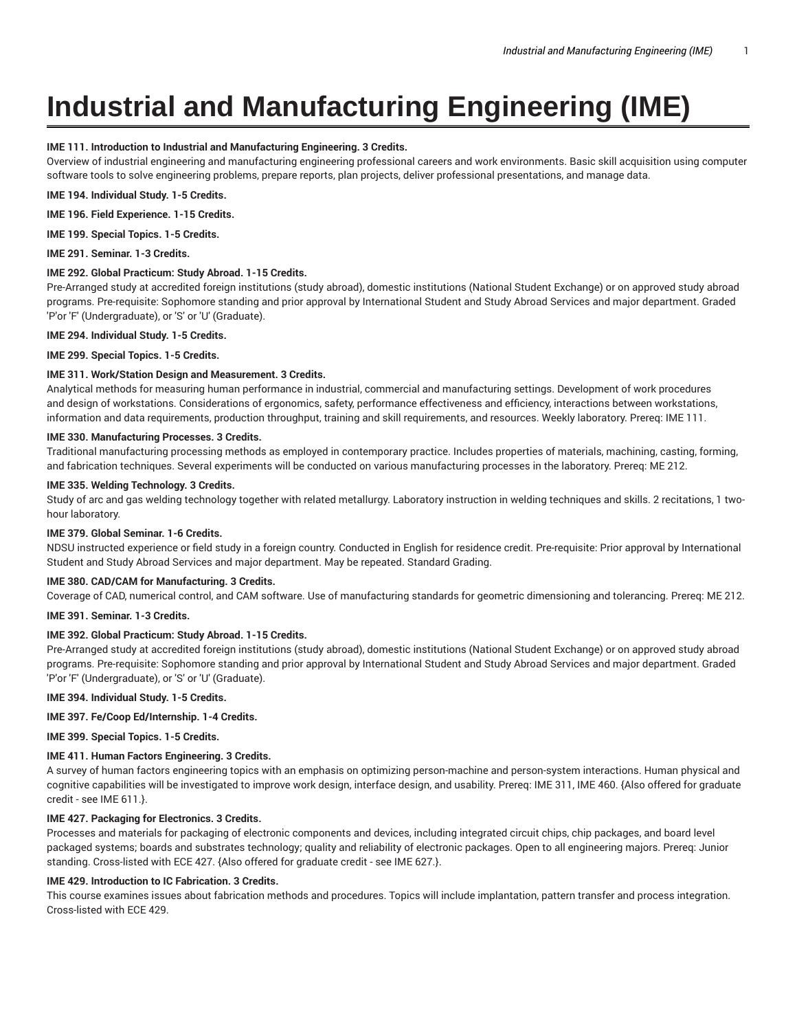# Industrial and Manufacturing Engineering (IME)

**IME 111. Introduction to Industrial and Manufacturing Engineering. 3 Credits.**
Overview of industrial engineering and manufacturing engineering professional careers and work environments. Basic skill acquisition using computer software tools to solve engineering problems, prepare reports, plan projects, deliver professional presentations, and manage data.

**IME 194. Individual Study. 1-5 Credits.**

**IME 196. Field Experience. 1-15 Credits.**

**IME 199. Special Topics. 1-5 Credits.**

**IME 291. Seminar. 1-3 Credits.**

**IME 292. Global Practicum: Study Abroad. 1-15 Credits.**
Pre-Arranged study at accredited foreign institutions (study abroad), domestic institutions (National Student Exchange) or on approved study abroad programs. Pre-requisite: Sophomore standing and prior approval by International Student and Study Abroad Services and major department. Graded 'P'or 'F' (Undergraduate), or 'S' or 'U' (Graduate).

**IME 294. Individual Study. 1-5 Credits.**

**IME 299. Special Topics. 1-5 Credits.**

**IME 311. Work/Station Design and Measurement. 3 Credits.**
Analytical methods for measuring human performance in industrial, commercial and manufacturing settings. Development of work procedures and design of workstations. Considerations of ergonomics, safety, performance effectiveness and efficiency, interactions between workstations, information and data requirements, production throughput, training and skill requirements, and resources. Weekly laboratory. Prereq: IME 111.

**IME 330. Manufacturing Processes. 3 Credits.**
Traditional manufacturing processing methods as employed in contemporary practice. Includes properties of materials, machining, casting, forming, and fabrication techniques. Several experiments will be conducted on various manufacturing processes in the laboratory. Prereq: ME 212.

**IME 335. Welding Technology. 3 Credits.**
Study of arc and gas welding technology together with related metallurgy. Laboratory instruction in welding techniques and skills. 2 recitations, 1 two-hour laboratory.

**IME 379. Global Seminar. 1-6 Credits.**
NDSU instructed experience or field study in a foreign country. Conducted in English for residence credit. Pre-requisite: Prior approval by International Student and Study Abroad Services and major department. May be repeated. Standard Grading.

**IME 380. CAD/CAM for Manufacturing. 3 Credits.**
Coverage of CAD, numerical control, and CAM software. Use of manufacturing standards for geometric dimensioning and tolerancing. Prereq: ME 212.

**IME 391. Seminar. 1-3 Credits.**

**IME 392. Global Practicum: Study Abroad. 1-15 Credits.**
Pre-Arranged study at accredited foreign institutions (study abroad), domestic institutions (National Student Exchange) or on approved study abroad programs. Pre-requisite: Sophomore standing and prior approval by International Student and Study Abroad Services and major department. Graded 'P'or 'F' (Undergraduate), or 'S' or 'U' (Graduate).

**IME 394. Individual Study. 1-5 Credits.**

**IME 397. Fe/Coop Ed/Internship. 1-4 Credits.**

**IME 399. Special Topics. 1-5 Credits.**

**IME 411. Human Factors Engineering. 3 Credits.**
A survey of human factors engineering topics with an emphasis on optimizing person-machine and person-system interactions. Human physical and cognitive capabilities will be investigated to improve work design, interface design, and usability. Prereq: IME 311, IME 460. {Also offered for graduate credit - see IME 611.}.

**IME 427. Packaging for Electronics. 3 Credits.**
Processes and materials for packaging of electronic components and devices, including integrated circuit chips, chip packages, and board level packaged systems; boards and substrates technology; quality and reliability of electronic packages. Open to all engineering majors. Prereq: Junior standing. Cross-listed with ECE 427. {Also offered for graduate credit - see IME 627.}.

**IME 429. Introduction to IC Fabrication. 3 Credits.**
This course examines issues about fabrication methods and procedures. Topics will include implantation, pattern transfer and process integration. Cross-listed with ECE 429.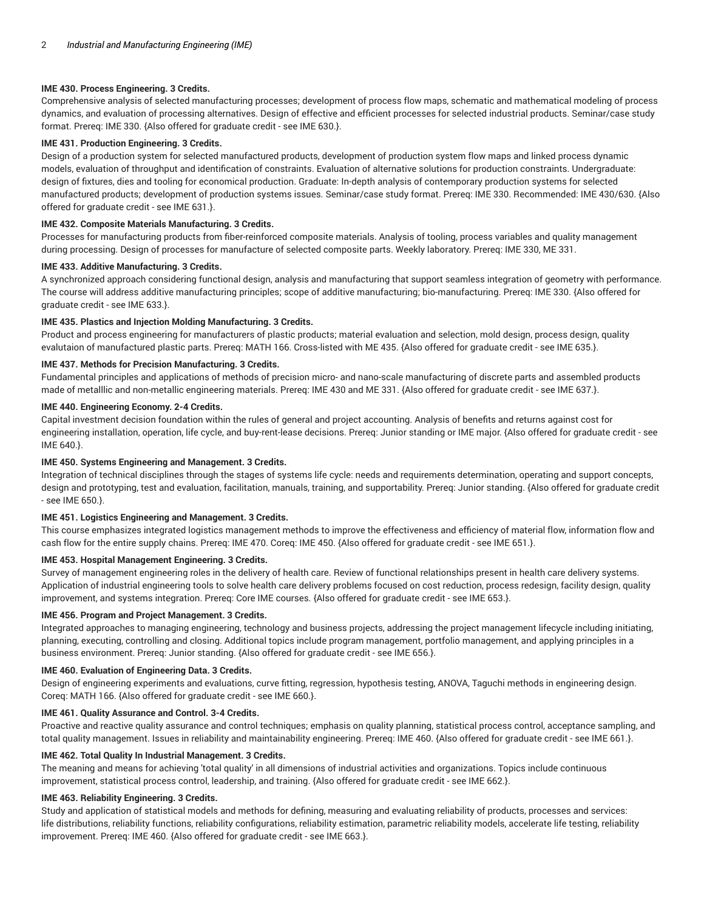**IME 430. Process Engineering. 3 Credits.**

Comprehensive analysis of selected manufacturing processes; development of process flow maps, schematic and mathematical modeling of process dynamics, and evaluation of processing alternatives. Design of effective and efficient processes for selected industrial products. Seminar/case study format. Prereq: IME 330. {Also offered for graduate credit - see IME 630.}.

**IME 431. Production Engineering. 3 Credits.**

Design of a production system for selected manufactured products, development of production system flow maps and linked process dynamic models, evaluation of throughput and identification of constraints. Evaluation of alternative solutions for production constraints. Undergraduate: design of fixtures, dies and tooling for economical production. Graduate: In-depth analysis of contemporary production systems for selected manufactured products; development of production systems issues. Seminar/case study format. Prereq: IME 330. Recommended: IME 430/630. {Also offered for graduate credit - see IME 631.}.

**IME 432. Composite Materials Manufacturing. 3 Credits.**

Processes for manufacturing products from fiber-reinforced composite materials. Analysis of tooling, process variables and quality management during processing. Design of processes for manufacture of selected composite parts. Weekly laboratory. Prereq: IME 330, ME 331.

**IME 433. Additive Manufacturing. 3 Credits.**

A synchronized approach considering functional design, analysis and manufacturing that support seamless integration of geometry with performance. The course will address additive manufacturing principles; scope of additive manufacturing; bio-manufacturing. Prereq: IME 330. {Also offered for graduate credit - see IME 633.}.

**IME 435. Plastics and Injection Molding Manufacturing. 3 Credits.**

Product and process engineering for manufacturers of plastic products; material evaluation and selection, mold design, process design, quality evalutaion of manufactured plastic parts. Prereq: MATH 166. Cross-listed with ME 435. {Also offered for graduate credit - see IME 635.}.

**IME 437. Methods for Precision Manufacturing. 3 Credits.**

Fundamental principles and applications of methods of precision micro- and nano-scale manufacturing of discrete parts and assembled products made of metalllic and non-metallic engineering materials. Prereq: IME 430 and ME 331. {Also offered for graduate credit - see IME 637.}.

**IME 440. Engineering Economy. 2-4 Credits.**

Capital investment decision foundation within the rules of general and project accounting. Analysis of benefits and returns against cost for engineering installation, operation, life cycle, and buy-rent-lease decisions. Prereq: Junior standing or IME major. {Also offered for graduate credit - see IME 640.}.

**IME 450. Systems Engineering and Management. 3 Credits.**

Integration of technical disciplines through the stages of systems life cycle: needs and requirements determination, operating and support concepts, design and prototyping, test and evaluation, facilitation, manuals, training, and supportability. Prereq: Junior standing. {Also offered for graduate credit - see IME 650.}.

**IME 451. Logistics Engineering and Management. 3 Credits.**

This course emphasizes integrated logistics management methods to improve the effectiveness and efficiency of material flow, information flow and cash flow for the entire supply chains. Prereq: IME 470. Coreq: IME 450. {Also offered for graduate credit - see IME 651.}.

**IME 453. Hospital Management Engineering. 3 Credits.**

Survey of management engineering roles in the delivery of health care. Review of functional relationships present in health care delivery systems. Application of industrial engineering tools to solve health care delivery problems focused on cost reduction, process redesign, facility design, quality improvement, and systems integration. Prereq: Core IME courses. {Also offered for graduate credit - see IME 653.}.

**IME 456. Program and Project Management. 3 Credits.**

Integrated approaches to managing engineering, technology and business projects, addressing the project management lifecycle including initiating, planning, executing, controlling and closing. Additional topics include program management, portfolio management, and applying principles in a business environment. Prereq: Junior standing. {Also offered for graduate credit - see IME 656.}.

**IME 460. Evaluation of Engineering Data. 3 Credits.**

Design of engineering experiments and evaluations, curve fitting, regression, hypothesis testing, ANOVA, Taguchi methods in engineering design. Coreq: MATH 166. {Also offered for graduate credit - see IME 660.}.

**IME 461. Quality Assurance and Control. 3-4 Credits.**

Proactive and reactive quality assurance and control techniques; emphasis on quality planning, statistical process control, acceptance sampling, and total quality management. Issues in reliability and maintainability engineering. Prereq: IME 460. {Also offered for graduate credit - see IME 661.}.

**IME 462. Total Quality In Industrial Management. 3 Credits.**

The meaning and means for achieving 'total quality' in all dimensions of industrial activities and organizations. Topics include continuous improvement, statistical process control, leadership, and training. {Also offered for graduate credit - see IME 662.}.

**IME 463. Reliability Engineering. 3 Credits.**

Study and application of statistical models and methods for defining, measuring and evaluating reliability of products, processes and services: life distributions, reliability functions, reliability configurations, reliability estimation, parametric reliability models, accelerate life testing, reliability improvement. Prereq: IME 460. {Also offered for graduate credit - see IME 663.}.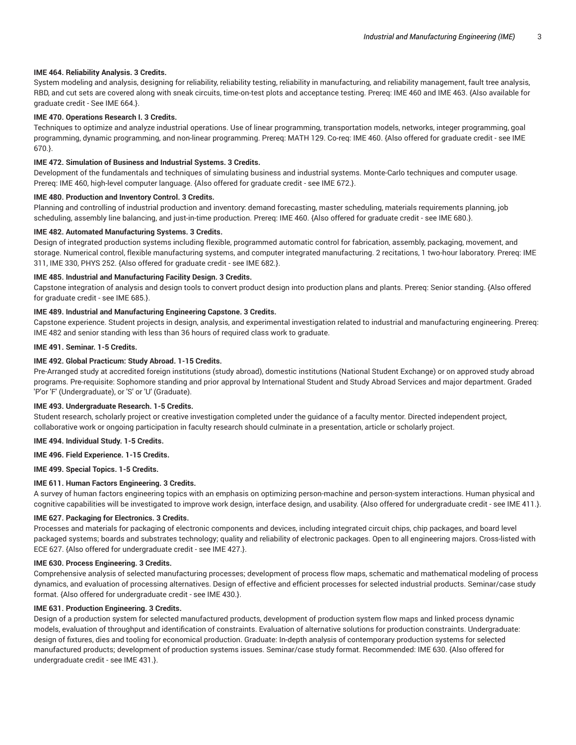**IME 464. Reliability Analysis. 3 Credits.**

System modeling and analysis, designing for reliability, reliability testing, reliability in manufacturing, and reliability management, fault tree analysis, RBD, and cut sets are covered along with sneak circuits, time-on-test plots and acceptance testing. Prereq: IME 460 and IME 463. {Also available for graduate credit - See IME 664.}.

**IME 470. Operations Research I. 3 Credits.**

Techniques to optimize and analyze industrial operations. Use of linear programming, transportation models, networks, integer programming, goal programming, dynamic programming, and non-linear programming. Prereq: MATH 129. Co-req: IME 460. {Also offered for graduate credit - see IME 670.}.

**IME 472. Simulation of Business and Industrial Systems. 3 Credits.**

Development of the fundamentals and techniques of simulating business and industrial systems. Monte-Carlo techniques and computer usage. Prereq: IME 460, high-level computer language. {Also offered for graduate credit - see IME 672.}.

**IME 480. Production and Inventory Control. 3 Credits.**

Planning and controlling of industrial production and inventory: demand forecasting, master scheduling, materials requirements planning, job scheduling, assembly line balancing, and just-in-time production. Prereq: IME 460. {Also offered for graduate credit - see IME 680.}.

**IME 482. Automated Manufacturing Systems. 3 Credits.**

Design of integrated production systems including flexible, programmed automatic control for fabrication, assembly, packaging, movement, and storage. Numerical control, flexible manufacturing systems, and computer integrated manufacturing. 2 recitations, 1 two-hour laboratory. Prereq: IME 311, IME 330, PHYS 252. {Also offered for graduate credit - see IME 682.}.

**IME 485. Industrial and Manufacturing Facility Design. 3 Credits.**

Capstone integration of analysis and design tools to convert product design into production plans and plants. Prereq: Senior standing. {Also offered for graduate credit - see IME 685.}.

**IME 489. Industrial and Manufacturing Engineering Capstone. 3 Credits.**

Capstone experience. Student projects in design, analysis, and experimental investigation related to industrial and manufacturing engineering. Prereq: IME 482 and senior standing with less than 36 hours of required class work to graduate.

**IME 491. Seminar. 1-5 Credits.**

**IME 492. Global Practicum: Study Abroad. 1-15 Credits.**

Pre-Arranged study at accredited foreign institutions (study abroad), domestic institutions (National Student Exchange) or on approved study abroad programs. Pre-requisite: Sophomore standing and prior approval by International Student and Study Abroad Services and major department. Graded 'P'or 'F' (Undergraduate), or 'S' or 'U' (Graduate).

**IME 493. Undergraduate Research. 1-5 Credits.**

Student research, scholarly project or creative investigation completed under the guidance of a faculty mentor. Directed independent project, collaborative work or ongoing participation in faculty research should culminate in a presentation, article or scholarly project.

**IME 494. Individual Study. 1-5 Credits.**

**IME 496. Field Experience. 1-15 Credits.**

**IME 499. Special Topics. 1-5 Credits.**

**IME 611. Human Factors Engineering. 3 Credits.**

A survey of human factors engineering topics with an emphasis on optimizing person-machine and person-system interactions. Human physical and cognitive capabilities will be investigated to improve work design, interface design, and usability. {Also offered for undergraduate credit - see IME 411.}.

**IME 627. Packaging for Electronics. 3 Credits.**

Processes and materials for packaging of electronic components and devices, including integrated circuit chips, chip packages, and board level packaged systems; boards and substrates technology; quality and reliability of electronic packages. Open to all engineering majors. Cross-listed with ECE 627. {Also offered for undergraduate credit - see IME 427.}.

**IME 630. Process Engineering. 3 Credits.**

Comprehensive analysis of selected manufacturing processes; development of process flow maps, schematic and mathematical modeling of process dynamics, and evaluation of processing alternatives. Design of effective and efficient processes for selected industrial products. Seminar/case study format. {Also offered for undergraduate credit - see IME 430.}.

**IME 631. Production Engineering. 3 Credits.**

Design of a production system for selected manufactured products, development of production system flow maps and linked process dynamic models, evaluation of throughput and identification of constraints. Evaluation of alternative solutions for production constraints. Undergraduate: design of fixtures, dies and tooling for economical production. Graduate: In-depth analysis of contemporary production systems for selected manufactured products; development of production systems issues. Seminar/case study format. Recommended: IME 630. {Also offered for undergraduate credit - see IME 431.}.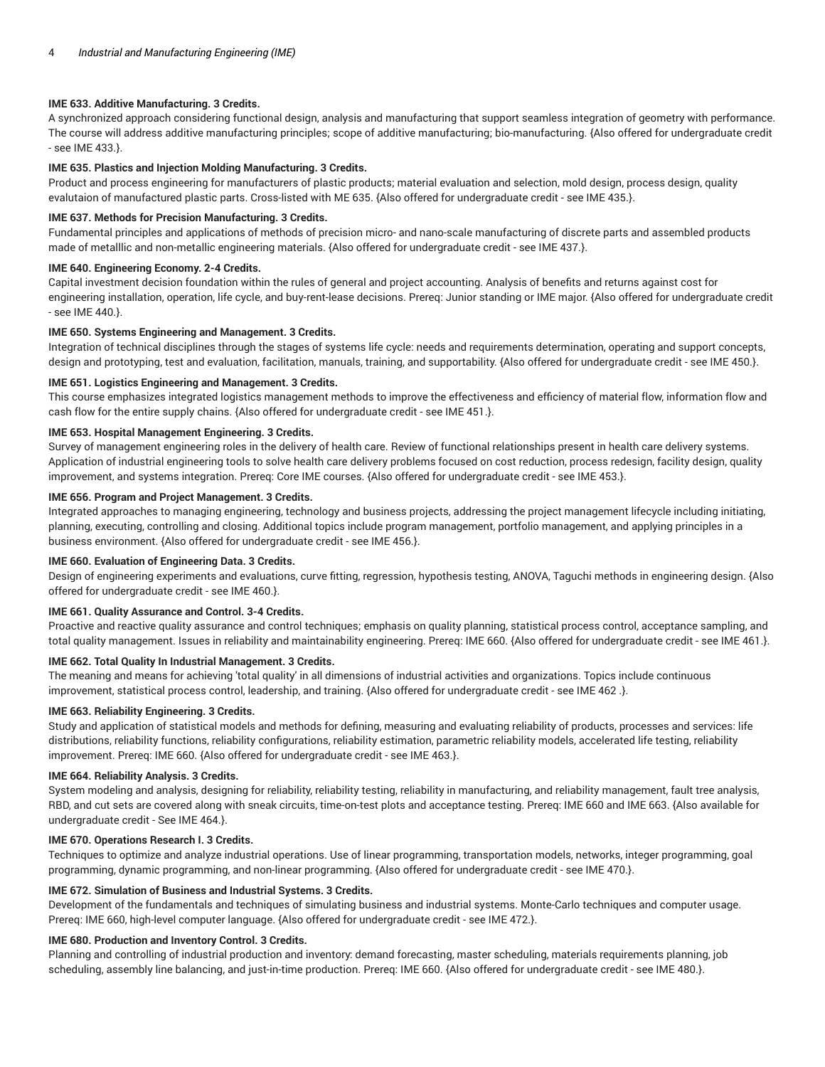**IME 633. Additive Manufacturing. 3 Credits.**

A synchronized approach considering functional design, analysis and manufacturing that support seamless integration of geometry with performance. The course will address additive manufacturing principles; scope of additive manufacturing; bio-manufacturing. {Also offered for undergraduate credit - see IME 433.}.

**IME 635. Plastics and Injection Molding Manufacturing. 3 Credits.**

Product and process engineering for manufacturers of plastic products; material evaluation and selection, mold design, process design, quality evalutaion of manufactured plastic parts. Cross-listed with ME 635. {Also offered for undergraduate credit - see IME 435.}.

**IME 637. Methods for Precision Manufacturing. 3 Credits.**

Fundamental principles and applications of methods of precision micro- and nano-scale manufacturing of discrete parts and assembled products made of metalllic and non-metallic engineering materials. {Also offered for undergraduate credit - see IME 437.}.

**IME 640. Engineering Economy. 2-4 Credits.**

Capital investment decision foundation within the rules of general and project accounting. Analysis of benefits and returns against cost for engineering installation, operation, life cycle, and buy-rent-lease decisions. Prereq: Junior standing or IME major. {Also offered for undergraduate credit - see IME 440.}.

**IME 650. Systems Engineering and Management. 3 Credits.**

Integration of technical disciplines through the stages of systems life cycle: needs and requirements determination, operating and support concepts, design and prototyping, test and evaluation, facilitation, manuals, training, and supportability. {Also offered for undergraduate credit - see IME 450.}.

**IME 651. Logistics Engineering and Management. 3 Credits.**

This course emphasizes integrated logistics management methods to improve the effectiveness and efficiency of material flow, information flow and cash flow for the entire supply chains. {Also offered for undergraduate credit - see IME 451.}.

**IME 653. Hospital Management Engineering. 3 Credits.**

Survey of management engineering roles in the delivery of health care. Review of functional relationships present in health care delivery systems. Application of industrial engineering tools to solve health care delivery problems focused on cost reduction, process redesign, facility design, quality improvement, and systems integration. Prereq: Core IME courses. {Also offered for undergraduate credit - see IME 453.}.

**IME 656. Program and Project Management. 3 Credits.**

Integrated approaches to managing engineering, technology and business projects, addressing the project management lifecycle including initiating, planning, executing, controlling and closing. Additional topics include program management, portfolio management, and applying principles in a business environment. {Also offered for undergraduate credit - see IME 456.}.

**IME 660. Evaluation of Engineering Data. 3 Credits.**

Design of engineering experiments and evaluations, curve fitting, regression, hypothesis testing, ANOVA, Taguchi methods in engineering design. {Also offered for undergraduate credit - see IME 460.}.

**IME 661. Quality Assurance and Control. 3-4 Credits.**

Proactive and reactive quality assurance and control techniques; emphasis on quality planning, statistical process control, acceptance sampling, and total quality management. Issues in reliability and maintainability engineering. Prereq: IME 660. {Also offered for undergraduate credit - see IME 461.}.

**IME 662. Total Quality In Industrial Management. 3 Credits.**

The meaning and means for achieving 'total quality' in all dimensions of industrial activities and organizations. Topics include continuous improvement, statistical process control, leadership, and training. {Also offered for undergraduate credit - see IME 462 .}.

**IME 663. Reliability Engineering. 3 Credits.**

Study and application of statistical models and methods for defining, measuring and evaluating reliability of products, processes and services: life distributions, reliability functions, reliability configurations, reliability estimation, parametric reliability models, accelerated life testing, reliability improvement. Prereq: IME 660. {Also offered for undergraduate credit - see IME 463.}.

**IME 664. Reliability Analysis. 3 Credits.**

System modeling and analysis, designing for reliability, reliability testing, reliability in manufacturing, and reliability management, fault tree analysis, RBD, and cut sets are covered along with sneak circuits, time-on-test plots and acceptance testing. Prereq: IME 660 and IME 663. {Also available for undergraduate credit - See IME 464.}.

**IME 670. Operations Research I. 3 Credits.**

Techniques to optimize and analyze industrial operations. Use of linear programming, transportation models, networks, integer programming, goal programming, dynamic programming, and non-linear programming. {Also offered for undergraduate credit - see IME 470.}.

**IME 672. Simulation of Business and Industrial Systems. 3 Credits.**

Development of the fundamentals and techniques of simulating business and industrial systems. Monte-Carlo techniques and computer usage. Prereq: IME 660, high-level computer language. {Also offered for undergraduate credit - see IME 472.}.

**IME 680. Production and Inventory Control. 3 Credits.**

Planning and controlling of industrial production and inventory: demand forecasting, master scheduling, materials requirements planning, job scheduling, assembly line balancing, and just-in-time production. Prereq: IME 660. {Also offered for undergraduate credit - see IME 480.}.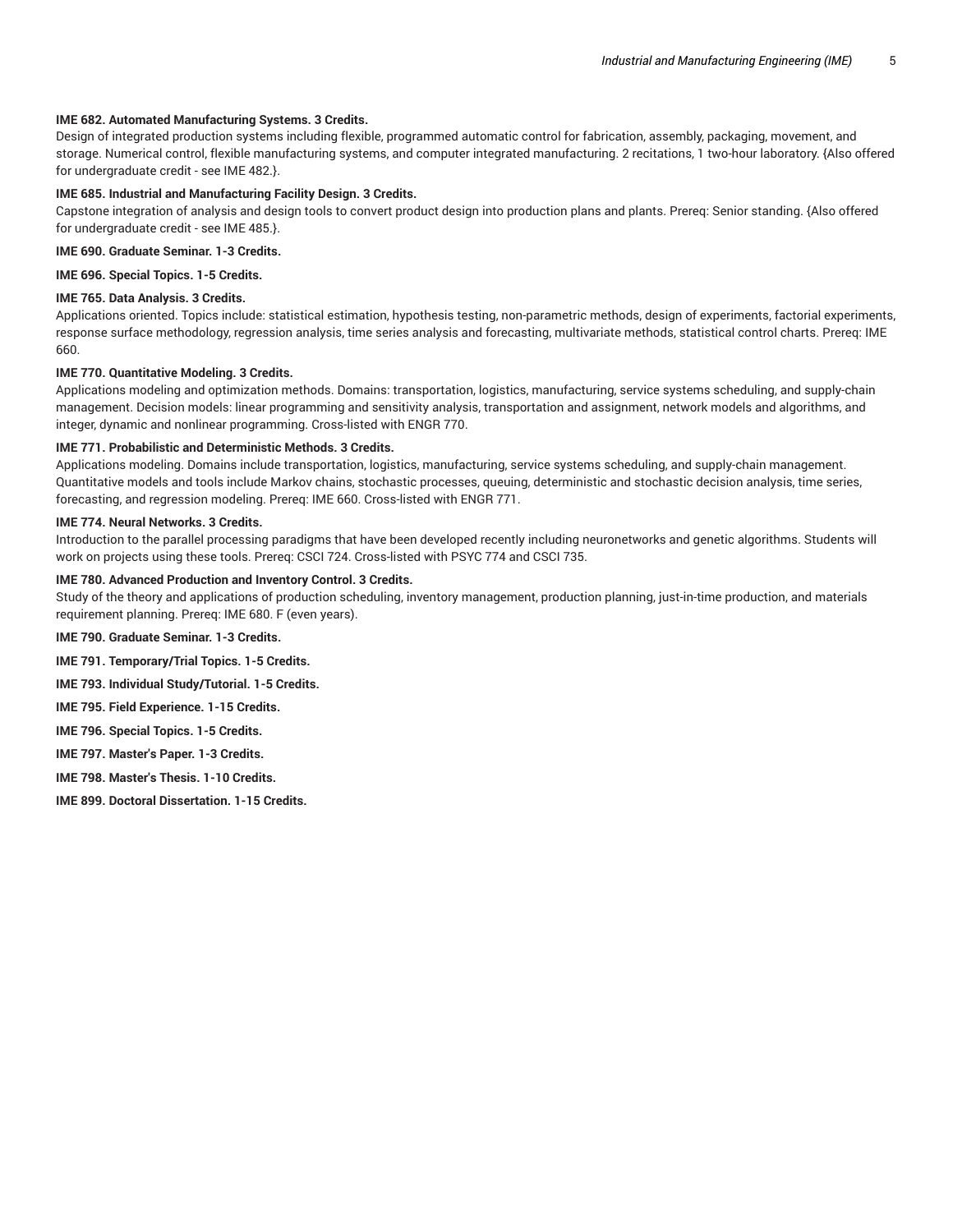**IME 682. Automated Manufacturing Systems. 3 Credits.**
Design of integrated production systems including flexible, programmed automatic control for fabrication, assembly, packaging, movement, and storage. Numerical control, flexible manufacturing systems, and computer integrated manufacturing. 2 recitations, 1 two-hour laboratory. {Also offered for undergraduate credit - see IME 482.}.

**IME 685. Industrial and Manufacturing Facility Design. 3 Credits.**
Capstone integration of analysis and design tools to convert product design into production plans and plants. Prereq: Senior standing. {Also offered for undergraduate credit - see IME 485.}.

**IME 690. Graduate Seminar. 1-3 Credits.**

**IME 696. Special Topics. 1-5 Credits.**

**IME 765. Data Analysis. 3 Credits.**
Applications oriented. Topics include: statistical estimation, hypothesis testing, non-parametric methods, design of experiments, factorial experiments, response surface methodology, regression analysis, time series analysis and forecasting, multivariate methods, statistical control charts. Prereq: IME 660.

**IME 770. Quantitative Modeling. 3 Credits.**
Applications modeling and optimization methods. Domains: transportation, logistics, manufacturing, service systems scheduling, and supply-chain management. Decision models: linear programming and sensitivity analysis, transportation and assignment, network models and algorithms, and integer, dynamic and nonlinear programming. Cross-listed with ENGR 770.

**IME 771. Probabilistic and Deterministic Methods. 3 Credits.**
Applications modeling. Domains include transportation, logistics, manufacturing, service systems scheduling, and supply-chain management. Quantitative models and tools include Markov chains, stochastic processes, queuing, deterministic and stochastic decision analysis, time series, forecasting, and regression modeling. Prereq: IME 660. Cross-listed with ENGR 771.

**IME 774. Neural Networks. 3 Credits.**
Introduction to the parallel processing paradigms that have been developed recently including neuronetworks and genetic algorithms. Students will work on projects using these tools. Prereq: CSCI 724. Cross-listed with PSYC 774 and CSCI 735.

**IME 780. Advanced Production and Inventory Control. 3 Credits.**
Study of the theory and applications of production scheduling, inventory management, production planning, just-in-time production, and materials requirement planning. Prereq: IME 680. F (even years).

**IME 790. Graduate Seminar. 1-3 Credits.**

**IME 791. Temporary/Trial Topics. 1-5 Credits.**

**IME 793. Individual Study/Tutorial. 1-5 Credits.**

**IME 795. Field Experience. 1-15 Credits.**

**IME 796. Special Topics. 1-5 Credits.**

**IME 797. Master's Paper. 1-3 Credits.**

**IME 798. Master's Thesis. 1-10 Credits.**

**IME 899. Doctoral Dissertation. 1-15 Credits.**